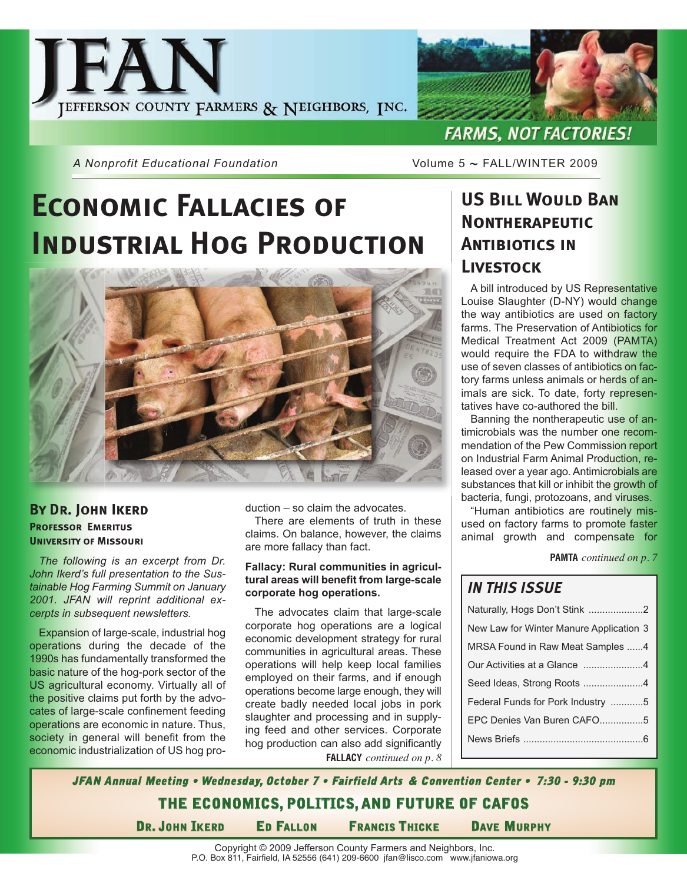# JFAN

JEFFERSON COUNTY FARMERS & NEIGHBORS, INC.

FARMS, NOT FACTORIES!

*A Nonprofit Educational Foundation*

Volume 5 ~ FALL/WINTER 2009

## Economic Fallacies of Industrial Hog Production

**By Dr. John Ikerd**
**Professor Emeritus**
**University of Missouri**

*The following is an excerpt from Dr. John Ikerd's full presentation to the Sustainable Hog Farming Summit on January 2001. JFAN will reprint additional excerpts in subsequent newsletters.*

Expansion of large-scale, industrial hog operations during the decade of the 1990s has fundamentally transformed the basic nature of the hog-pork sector of the US agricultural economy. Virtually all of the positive claims put forth by the advocates of large-scale confinement feeding operations are economic in nature. Thus, society in general will benefit from the economic industrialization of US hog production – so claim the advocates.

There are elements of truth in these claims. On balance, however, the claims are more fallacy than fact.

**Fallacy: Rural communities in agricultural areas will benefit from large-scale corporate hog operations.**

The advocates claim that large-scale corporate hog operations are a logical economic development strategy for rural communities in agricultural areas. These operations will help keep local families employed on their farms, and if enough operations become large enough, they will create badly needed local jobs in pork slaughter and processing and in supplying feed and other services. Corporate hog production can also add significantly

**FALLACY** *continued on p. 8*

## US Bill Would Ban Nontherapeutic Antibiotics in Livestock

A bill introduced by US Representative Louise Slaughter (D-NY) would change the way antibiotics are used on factory farms. The Preservation of Antibiotics for Medical Treatment Act 2009 (PAMTA) would require the FDA to withdraw the use of seven classes of antibiotics on factory farms unless animals or herds of animals are sick. To date, forty representatives have co-authored the bill.

Banning the nontherapeutic use of antimicrobials was the number one recommendation of the Pew Commission report on Industrial Farm Animal Production, released over a year ago. Antimicrobials are substances that kill or inhibit the growth of bacteria, fungi, protozoans, and viruses.

"Human antibiotics are routinely misused on factory farms to promote faster animal growth and compensate for

**PAMTA** *continued on p. 7*

### IN THIS ISSUE

- Naturally, Hogs Don't Stink ....................2
- New Law for Winter Manure Application 3
- MRSA Found in Raw Meat Samples ......4
- Our Activities at a Glance ......................4
- Seed Ideas, Strong Roots ......................4
- Federal Funds for Pork Industry ............5
- EPC Denies Van Buren CAFO................5
- News Briefs ............................................6

*JFAN Annual Meeting • Wednesday, October 7 • Fairfield Arts & Convention Center • 7:30 - 9:30 pm*

**THE ECONOMICS, POLITICS, AND FUTURE OF CAFOS**

**Dr. John Ikerd** | **Ed Fallon** | **Francis Thicke** | **Dave Murphy**

Copyright © 2009 Jefferson County Farmers and Neighbors, Inc.
P.O. Box 811, Fairfield, IA 52556 (641) 209-6600 jfan@lisco.com www.jfaniowa.org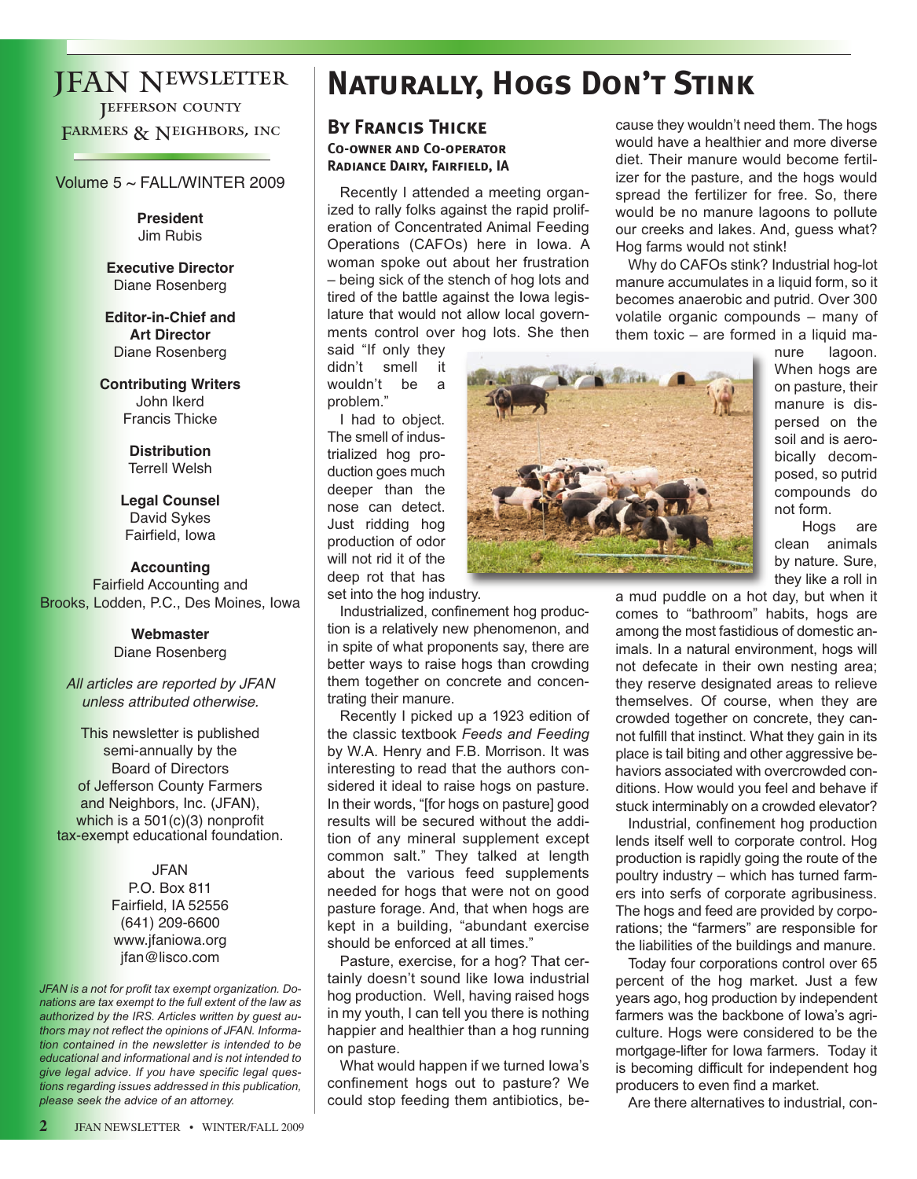# JFAN Newsletter

Jefferson County Farmers & Neighbors, Inc

Volume 5 ~ FALL/WINTER 2009

**President**
Jim Rubis

**Executive Director**
Diane Rosenberg

**Editor-in-Chief and Art Director**
Diane Rosenberg

**Contributing Writers**
John Ikerd
Francis Thicke

**Distribution**
Terrell Welsh

**Legal Counsel**
David Sykes
Fairfield, Iowa

**Accounting**
Fairfield Accounting and Brooks, Lodden, P.C., Des Moines, Iowa

**Webmaster**
Diane Rosenberg

*All articles are reported by JFAN unless attributed otherwise.*

This newsletter is published semi-annually by the Board of Directors of Jefferson County Farmers and Neighbors, Inc. (JFAN), which is a 501(c)(3) nonprofit tax-exempt educational foundation.

JFAN
P.O. Box 811
Fairfield, IA 52556
(641) 209-6600
www.jfaniowa.org
jfan@lisco.com

*JFAN is a not for profit tax exempt organization. Donations are tax exempt to the full extent of the law as authorized by the IRS. Articles written by guest authors may not reflect the opinions of JFAN. Information contained in the newsletter is intended to be educational and informational and is not intended to give legal advice. If you have specific legal questions regarding issues addressed in this publication, please seek the advice of an attorney.*

# Naturally, Hogs Don't Stink

## By Francis Thicke

**Co-owner and Co-operator Radiance Dairy, Fairfield, IA**

Recently I attended a meeting organized to rally folks against the rapid proliferation of Concentrated Animal Feeding Operations (CAFOs) here in Iowa. A woman spoke out about her frustration – being sick of the stench of hog lots and tired of the battle against the Iowa legislature that would not allow local governments control over hog lots. She then said "If only they didn't smell it wouldn't be a problem."

I had to object. The smell of industrialized hog production goes much deeper than the nose can detect. Just ridding hog production of odor will not rid it of the deep rot that has set into the hog industry.

Industrialized, confinement hog production is a relatively new phenomenon, and in spite of what proponents say, there are better ways to raise hogs than crowding them together on concrete and concentrating their manure.

Recently I picked up a 1923 edition of the classic textbook *Feeds and Feeding* by W.A. Henry and F.B. Morrison. It was interesting to read that the authors considered it ideal to raise hogs on pasture. In their words, "[for hogs on pasture] good results will be secured without the addition of any mineral supplement except common salt." They talked at length about the various feed supplements needed for hogs that were not on good pasture forage. And, that when hogs are kept in a building, "abundant exercise should be enforced at all times."

Pasture, exercise, for a hog? That certainly doesn't sound like Iowa industrial hog production. Well, having raised hogs in my youth, I can tell you there is nothing happier and healthier than a hog running on pasture.

What would happen if we turned Iowa's confinement hogs out to pasture? We could stop feeding them antibiotics, because they wouldn't need them. The hogs would have a healthier and more diverse diet. Their manure would become fertilizer for the pasture, and the hogs would spread the fertilizer for free. So, there would be no manure lagoons to pollute our creeks and lakes. And, guess what? Hog farms would not stink!

Why do CAFOs stink? Industrial hog-lot manure accumulates in a liquid form, so it becomes anaerobic and putrid. Over 300 volatile organic compounds – many of them toxic – are formed in a liquid manure lagoon. When hogs are on pasture, their manure is dispersed on the soil and is aerobically decomposed, so putrid compounds do not form.

Hogs are clean animals by nature. Sure, they like a roll in a mud puddle on a hot day, but when it comes to "bathroom" habits, hogs are among the most fastidious of domestic animals. In a natural environment, hogs will not defecate in their own nesting area; they reserve designated areas to relieve themselves. Of course, when they are crowded together on concrete, they cannot fulfill that instinct. What they gain in its place is tail biting and other aggressive behaviors associated with overcrowded conditions. How would you feel and behave if stuck interminably on a crowded elevator?

Industrial, confinement hog production lends itself well to corporate control. Hog production is rapidly going the route of the poultry industry – which has turned farmers into serfs of corporate agribusiness. The hogs and feed are provided by corporations; the "farmers" are responsible for the liabilities of the buildings and manure.

Today four corporations control over 65 percent of the hog market. Just a few years ago, hog production by independent farmers was the backbone of Iowa's agriculture. Hogs were considered to be the mortgage-lifter for Iowa farmers. Today it is becoming difficult for independent hog producers to even find a market.

Are there alternatives to industrial, con-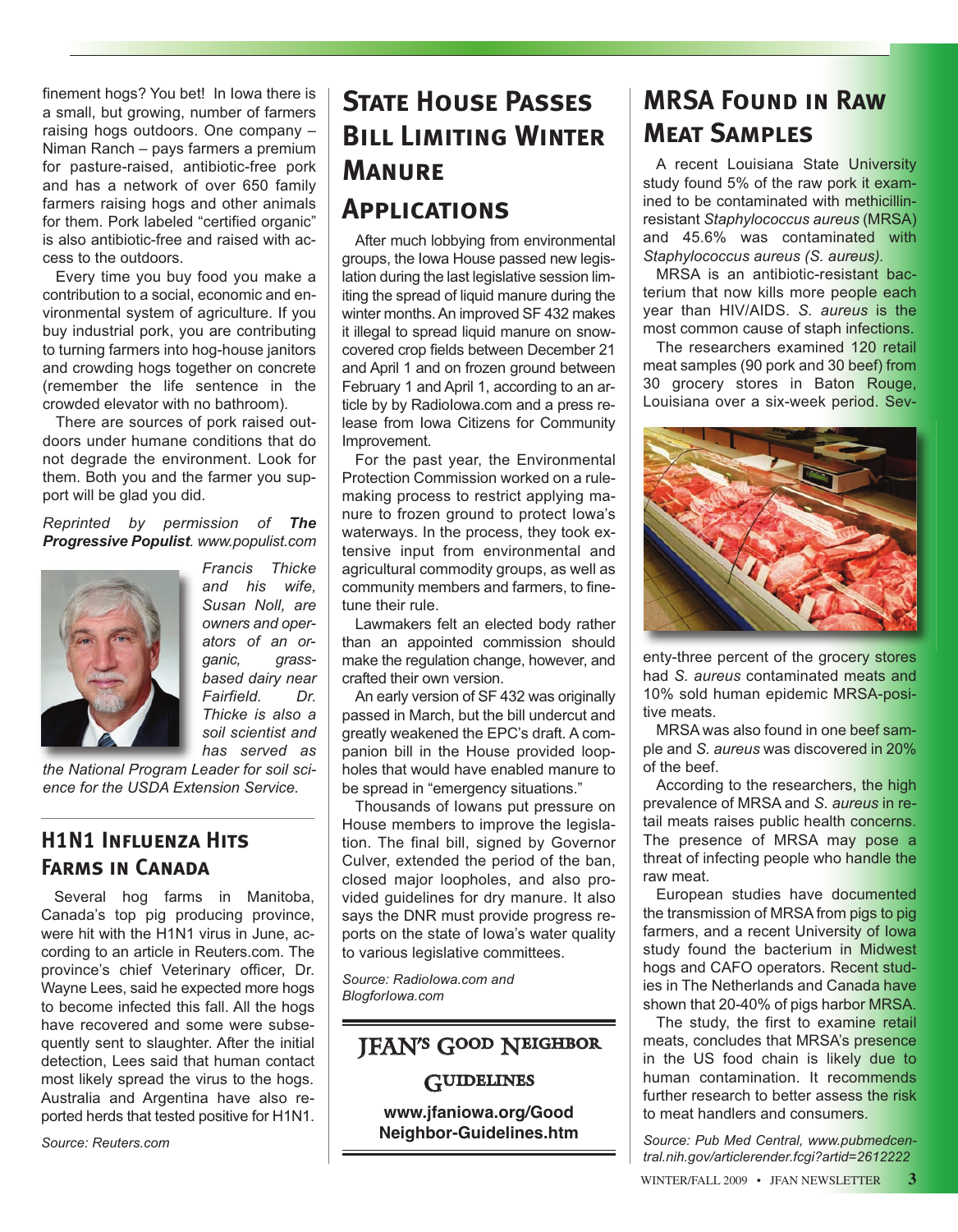finement hogs? You bet! In Iowa there is a small, but growing, number of farmers raising hogs outdoors. One company – Niman Ranch – pays farmers a premium for pasture-raised, antibiotic-free pork and has a network of over 650 family farmers raising hogs and other animals for them. Pork labeled "certified organic" is also antibiotic-free and raised with access to the outdoors.

Every time you buy food you make a contribution to a social, economic and environmental system of agriculture. If you buy industrial pork, you are contributing to turning farmers into hog-house janitors and crowding hogs together on concrete (remember the life sentence in the crowded elevator with no bathroom).

There are sources of pork raised outdoors under humane conditions that do not degrade the environment. Look for them. Both you and the farmer you support will be glad you did.

*Reprinted by permission of* ***The Progressive Populist****. www.populist.com*

*Francis Thicke and his wife, Susan Noll, are owners and operators of an organic, grass-based dairy near Fairfield. Dr. Thicke is also a soil scientist and has served as the National Program Leader for soil science for the USDA Extension Service.*

## H1N1 Influenza Hits Farms in Canada

Several hog farms in Manitoba, Canada's top pig producing province, were hit with the H1N1 virus in June, according to an article in Reuters.com. The province's chief Veterinary officer, Dr. Wayne Lees, said he expected more hogs to become infected this fall. All the hogs have recovered and some were subsequently sent to slaughter. After the initial detection, Lees said that human contact most likely spread the virus to the hogs. Australia and Argentina have also reported herds that tested positive for H1N1.

*Source: Reuters.com*

## State House Passes Bill Limiting Winter Manure Applications

After much lobbying from environmental groups, the Iowa House passed new legislation during the last legislative session limiting the spread of liquid manure during the winter months. An improved SF 432 makes it illegal to spread liquid manure on snow-covered crop fields between December 21 and April 1 and on frozen ground between February 1 and April 1, according to an article by by RadioIowa.com and a press release from Iowa Citizens for Community Improvement.

For the past year, the Environmental Protection Commission worked on a rule-making process to restrict applying manure to frozen ground to protect Iowa's waterways. In the process, they took extensive input from environmental and agricultural commodity groups, as well as community members and farmers, to fine-tune their rule.

Lawmakers felt an elected body rather than an appointed commission should make the regulation change, however, and crafted their own version.

An early version of SF 432 was originally passed in March, but the bill undercut and greatly weakened the EPC's draft. A companion bill in the House provided loopholes that would have enabled manure to be spread in "emergency situations."

Thousands of Iowans put pressure on House members to improve the legislation. The final bill, signed by Governor Culver, extended the period of the ban, closed major loopholes, and also provided guidelines for dry manure. It also says the DNR must provide progress reports on the state of Iowa's water quality to various legislative committees.

*Source: RadioIowa.com and BlogforIowa.com*

### JFAN's Good Neighbor Guidelines

**www.jfaniowa.org/GoodNeighbor-Guidelines.htm**

## MRSA Found in Raw Meat Samples

A recent Louisiana State University study found 5% of the raw pork it examined to be contaminated with methicillin-resistant *Staphylococcus aureus* (MRSA) and 45.6% was contaminated with *Staphylococcus aureus (S. aureus)*.

MRSA is an antibiotic-resistant bacterium that now kills more people each year than HIV/AIDS. *S. aureus* is the most common cause of staph infections.

The researchers examined 120 retail meat samples (90 pork and 30 beef) from 30 grocery stores in Baton Rouge, Louisiana over a six-week period. Seventy-three percent of the grocery stores had *S. aureus* contaminated meats and 10% sold human epidemic MRSA-positive meats.

MRSA was also found in one beef sample and *S. aureus* was discovered in 20% of the beef.

According to the researchers, the high prevalence of MRSA and *S. aureus* in retail meats raises public health concerns. The presence of MRSA may pose a threat of infecting people who handle the raw meat.

European studies have documented the transmission of MRSA from pigs to pig farmers, and a recent University of Iowa study found the bacterium in Midwest hogs and CAFO operators. Recent studies in The Netherlands and Canada have shown that 20-40% of pigs harbor MRSA.

The study, the first to examine retail meats, concludes that MRSA's presence in the US food chain is likely due to human contamination. It recommends further research to better assess the risk to meat handlers and consumers.

*Source: Pub Med Central, www.pubmedcentral.nih.gov/articlerender.fcgi?artid=2612222*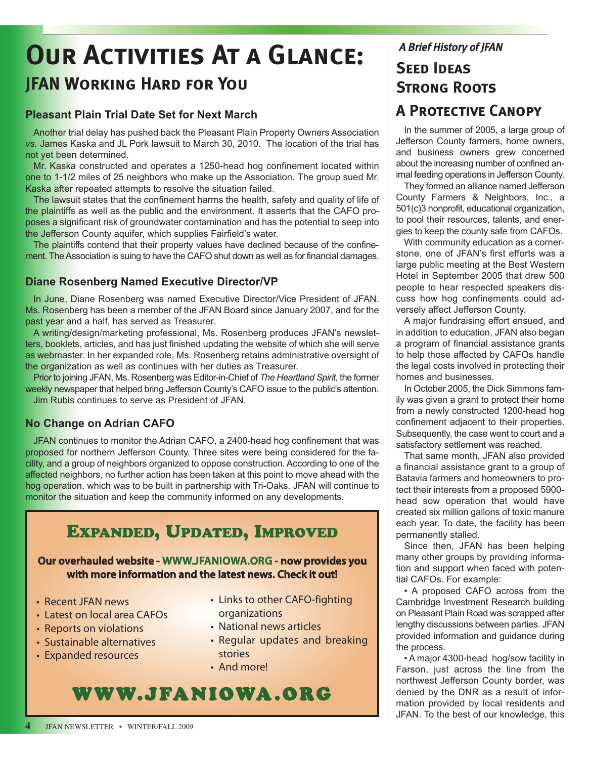# Our Activities At a Glance:

## JFAN Working Hard for You

### Pleasant Plain Trial Date Set for Next March

Another trial delay has pushed back the Pleasant Plain Property Owners Association *vs.* James Kaska and JL Pork lawsuit to March 30, 2010. The location of the trial has not yet been determined.

Mr. Kaska constructed and operates a 1250-head hog confinement located within one to 1-1/2 miles of 25 neighbors who make up the Association. The group sued Mr. Kaska after repeated attempts to resolve the situation failed.

The lawsuit states that the confinement harms the health, safety and quality of life of the plaintiffs as well as the public and the environment. It asserts that the CAFO proposes a significant risk of groundwater contamination and has the potential to seep into the Jefferson County aquifer, which supplies Fairfield's water.

The plaintiffs contend that their property values have declined because of the confinement. The Association is suing to have the CAFO shut down as well as for financial damages.

### Diane Rosenberg Named Executive Director/VP

In June, Diane Rosenberg was named Executive Director/Vice President of JFAN. Ms. Rosenberg has been a member of the JFAN Board since January 2007, and for the past year and a half, has served as Treasurer.

A writing/design/marketing professional, Ms. Rosenberg produces JFAN's newsletters, booklets, articles, and has just finished updating the website of which she will serve as webmaster. In her expanded role, Ms. Rosenberg retains administrative oversight of the organization as well as continues with her duties as Treasurer.

Prior to joining JFAN, Ms. Rosenberg was Editor-in-Chief of *The Heartland Spirit*, the former weekly newspaper that helped bring Jefferson County's CAFO issue to the public's attention.

Jim Rubis continues to serve as President of JFAN.

### No Change on Adrian CAFO

JFAN continues to monitor the Adrian CAFO, a 2400-head hog confinement that was proposed for northern Jefferson County. Three sites were being considered for the facility, and a group of neighbors organized to oppose construction. According to one of the affected neighbors, no further action has been taken at this point to move ahead with the hog operation, which was to be built in partnership with Tri-Oaks. JFAN will continue to monitor the situation and keep the community informed on any developments.

## Expanded, Updated, Improved

**Our overhauled website - WWW.JFANIOWA.ORG - now provides you with more information and the latest news. Check it out!**

- Recent JFAN news
- Latest on local area CAFOs
- Reports on violations
- Sustainable alternatives
- Expanded resources
- Links to other CAFO-fighting organizations
- National news articles
- Regular updates and breaking stories
- And more!

**WWW.JFANIOWA.ORG**

*A Brief History of JFAN*

## Seed Ideas Strong Roots

## A Protective Canopy

In the summer of 2005, a large group of Jefferson County farmers, home owners, and business owners grew concerned about the increasing number of confined animal feeding operations in Jefferson County.

They formed an alliance named Jefferson County Farmers & Neighbors, Inc., a 501(c)3 nonprofit, educational organization, to pool their resources, talents, and energies to keep the county safe from CAFOs.

With community education as a cornerstone, one of JFAN's first efforts was a large public meeting at the Best Western Hotel in September 2005 that drew 500 people to hear respected speakers discuss how hog confinements could adversely affect Jefferson County.

A major fundraising effort ensued, and in addition to education, JFAN also began a program of financial assistance grants to help those affected by CAFOs handle the legal costs involved in protecting their homes and businesses.

In October 2005, the Dick Simmons family was given a grant to protect their home from a newly constructed 1200-head hog confinement adjacent to their properties. Subsequently, the case went to court and a satisfactory settlement was reached.

That same month, JFAN also provided a financial assistance grant to a group of Batavia farmers and homeowners to protect their interests from a proposed 5900-head sow operation that would have created six million gallons of toxic manure each year. To date, the facility has been permanently stalled.

Since then, JFAN has been helping many other groups by providing information and support when faced with potential CAFOs. For example:

- A proposed CAFO across from the Cambridge Investment Research building on Pleasant Plain Road was scrapped after lengthy discussions between parties. JFAN provided information and guidance during the process.
- A major 4300-head hog/sow facility in Farson, just across the line from the northwest Jefferson County border, was denied by the DNR as a result of information provided by local residents and JFAN. To the best of our knowledge, this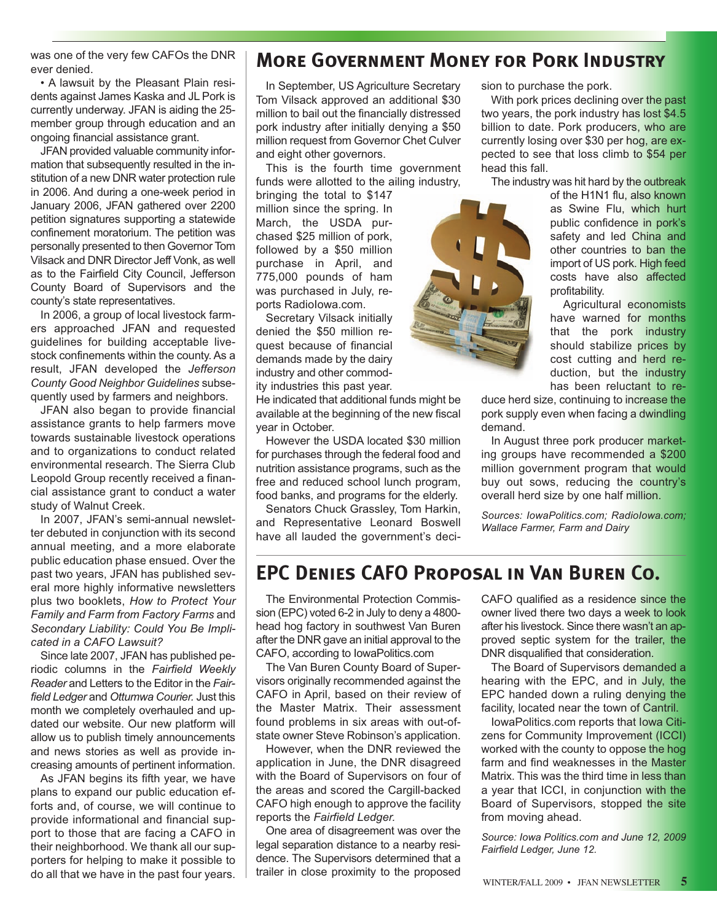was one of the very few CAFOs the DNR ever denied.

• A lawsuit by the Pleasant Plain residents against James Kaska and JL Pork is currently underway. JFAN is aiding the 25-member group through education and an ongoing financial assistance grant.

JFAN provided valuable community information that subsequently resulted in the institution of a new DNR water protection rule in 2006. And during a one-week period in January 2006, JFAN gathered over 2200 petition signatures supporting a statewide confinement moratorium. The petition was personally presented to then Governor Tom Vilsack and DNR Director Jeff Vonk, as well as to the Fairfield City Council, Jefferson County Board of Supervisors and the county's state representatives.

In 2006, a group of local livestock farmers approached JFAN and requested guidelines for building acceptable livestock confinements within the county. As a result, JFAN developed the *Jefferson County Good Neighbor Guidelines* subsequently used by farmers and neighbors.

JFAN also began to provide financial assistance grants to help farmers move towards sustainable livestock operations and to organizations to conduct related environmental research. The Sierra Club Leopold Group recently received a financial assistance grant to conduct a water study of Walnut Creek.

In 2007, JFAN's semi-annual newsletter debuted in conjunction with its second annual meeting, and a more elaborate public education phase ensued. Over the past two years, JFAN has published several more highly informative newsletters plus two booklets, *How to Protect Your Family and Farm from Factory Farms* and *Secondary Liability: Could You Be Implicated in a CAFO Lawsuit?*

Since late 2007, JFAN has published periodic columns in the *Fairfield Weekly Reader* and Letters to the Editor in the *Fairfield Ledger* and *Ottumwa Courier.* Just this month we completely overhauled and updated our website. Our new platform will allow us to publish timely announcements and news stories as well as provide increasing amounts of pertinent information.

As JFAN begins its fifth year, we have plans to expand our public education efforts and, of course, we will continue to provide informational and financial support to those that are facing a CAFO in their neighborhood. We thank all our supporters for helping to make it possible to do all that we have in the past four years.

## More Government Money for Pork Industry

In September, US Agriculture Secretary Tom Vilsack approved an additional $30 million to bail out the financially distressed pork industry after initially denying a $50 million request from Governor Chet Culver and eight other governors.

This is the fourth time government funds were allotted to the ailing industry, bringing the total to $147 million since the spring. In March, the USDA purchased $25 million of pork, followed by a $50 million purchase in April, and 775,000 pounds of ham was purchased in July, reports RadioIowa.com.

Secretary Vilsack initially denied the $50 million request because of financial demands made by the dairy industry and other commodity industries this past year. He indicated that additional funds might be available at the beginning of the new fiscal year in October.

However the USDA located $30 million for purchases through the federal food and nutrition assistance programs, such as the free and reduced school lunch program, food banks, and programs for the elderly.

Senators Chuck Grassley, Tom Harkin, and Representative Leonard Boswell have all lauded the government's decision to purchase the pork.

With pork prices declining over the past two years, the pork industry has lost $4.5 billion to date. Pork producers, who are currently losing over $30 per hog, are expected to see that loss climb to $54 per head this fall.

The industry was hit hard by the outbreak of the H1N1 flu, also known as Swine Flu, which hurt public confidence in pork's safety and led China and other countries to ban the import of US pork. High feed costs have also affected profitability.

Agricultural economists have warned for months that the pork industry should stabilize prices by cost cutting and herd reduction, but the industry has been reluctant to reduce herd size, continuing to increase the pork supply even when facing a dwindling demand.

In August three pork producer marketing groups have recommended a $200 million government program that would buy out sows, reducing the country's overall herd size by one half million.

*Sources: IowaPolitics.com; RadioIowa.com; Wallace Farmer, Farm and Dairy*

## EPC Denies CAFO Proposal in Van Buren Co.

The Environmental Protection Commission (EPC) voted 6-2 in July to deny a 4800-head hog factory in southwest Van Buren after the DNR gave an initial approval to the CAFO, according to IowaPolitics.com

The Van Buren County Board of Supervisors originally recommended against the CAFO in April, based on their review of the Master Matrix. Their assessment found problems in six areas with out-of-state owner Steve Robinson's application.

However, when the DNR reviewed the application in June, the DNR disagreed with the Board of Supervisors on four of the areas and scored the Cargill-backed CAFO high enough to approve the facility reports the *Fairfield Ledger.*

One area of disagreement was over the legal separation distance to a nearby residence. The Supervisors determined that a trailer in close proximity to the proposed CAFO qualified as a residence since the owner lived there two days a week to look after his livestock. Since there wasn't an approved septic system for the trailer, the DNR disqualified that consideration.

The Board of Supervisors demanded a hearing with the EPC, and in July, the EPC handed down a ruling denying the facility, located near the town of Cantril.

IowaPolitics.com reports that Iowa Citizens for Community Improvement (ICCI) worked with the county to oppose the hog farm and find weaknesses in the Master Matrix. This was the third time in less than a year that ICCI, in conjunction with the Board of Supervisors, stopped the site from moving ahead.

*Source: Iowa Politics.com and June 12, 2009 Fairfield Ledger, June 12.*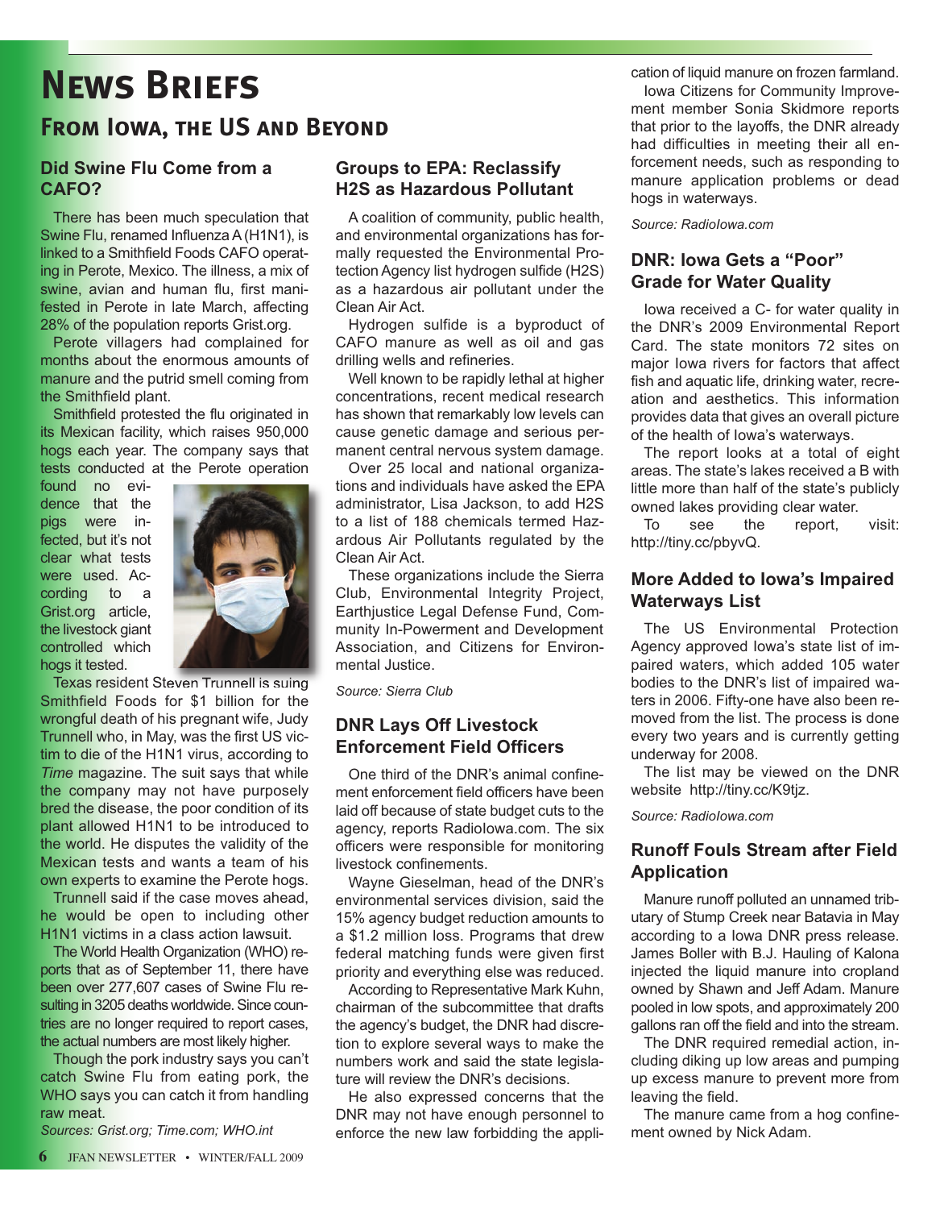# News Briefs

## From Iowa, the US and Beyond

### Did Swine Flu Come from a CAFO?

There has been much speculation that Swine Flu, renamed Influenza A (H1N1), is linked to a Smithfield Foods CAFO operating in Perote, Mexico. The illness, a mix of swine, avian and human flu, first manifested in Perote in late March, affecting 28% of the population reports Grist.org.

Perote villagers had complained for months about the enormous amounts of manure and the putrid smell coming from the Smithfield plant.

Smithfield protested the flu originated in its Mexican facility, which raises 950,000 hogs each year. The company says that tests conducted at the Perote operation found no evidence that the pigs were infected, but it's not clear what tests were used. According to a Grist.org article, the livestock giant controlled which hogs it tested.

Texas resident Steven Trunnell is suing Smithfield Foods for $1 billion for the wrongful death of his pregnant wife, Judy Trunnell who, in May, was the first US victim to die of the H1N1 virus, according to *Time* magazine. The suit says that while the company may not have purposely bred the disease, the poor condition of its plant allowed H1N1 to be introduced to the world. He disputes the validity of the Mexican tests and wants a team of his own experts to examine the Perote hogs.

Trunnell said if the case moves ahead, he would be open to including other H1N1 victims in a class action lawsuit.

The World Health Organization (WHO) reports that as of September 11, there have been over 277,607 cases of Swine Flu resulting in 3205 deaths worldwide. Since countries are no longer required to report cases, the actual numbers are most likely higher.

Though the pork industry says you can't catch Swine Flu from eating pork, the WHO says you can catch it from handling raw meat.

*Sources: Grist.org; Time.com; WHO.int*

### Groups to EPA: Reclassify H2S as Hazardous Pollutant

A coalition of community, public health, and environmental organizations has formally requested the Environmental Protection Agency list hydrogen sulfide ($H_2S$) as a hazardous air pollutant under the Clean Air Act.

Hydrogen sulfide is a byproduct of CAFO manure as well as oil and gas drilling wells and refineries.

Well known to be rapidly lethal at higher concentrations, recent medical research has shown that remarkably low levels can cause genetic damage and serious permanent central nervous system damage.

Over 25 local and national organizations and individuals have asked the EPA administrator, Lisa Jackson, to add H2S to a list of 188 chemicals termed Hazardous Air Pollutants regulated by the Clean Air Act.

These organizations include the Sierra Club, Environmental Integrity Project, Earthjustice Legal Defense Fund, Community In-Powerment and Development Association, and Citizens for Environmental Justice.

*Source: Sierra Club*

### DNR Lays Off Livestock Enforcement Field Officers

One third of the DNR's animal confinement enforcement field officers have been laid off because of state budget cuts to the agency, reports RadioIowa.com. The six officers were responsible for monitoring livestock confinements.

Wayne Gieselman, head of the DNR's environmental services division, said the 15% agency budget reduction amounts to a $1.2 million loss. Programs that drew federal matching funds were given first priority and everything else was reduced.

According to Representative Mark Kuhn, chairman of the subcommittee that drafts the agency's budget, the DNR had discretion to explore several ways to make the numbers work and said the state legislature will review the DNR's decisions.

He also expressed concerns that the DNR may not have enough personnel to enforce the new law forbidding the application of liquid manure on frozen farmland.

Iowa Citizens for Community Improvement member Sonia Skidmore reports that prior to the layoffs, the DNR already had difficulties in meeting their all enforcement needs, such as responding to manure application problems or dead hogs in waterways.

*Source: RadioIowa.com*

### DNR: Iowa Gets a "Poor" Grade for Water Quality

Iowa received a C- for water quality in the DNR's 2009 Environmental Report Card. The state monitors 72 sites on major Iowa rivers for factors that affect fish and aquatic life, drinking water, recreation and aesthetics. This information provides data that gives an overall picture of the health of Iowa's waterways.

The report looks at a total of eight areas. The state's lakes received a B with little more than half of the state's publicly owned lakes providing clear water.

To see the report, visit: http://tiny.cc/pbyvQ.

### More Added to Iowa's Impaired Waterways List

The US Environmental Protection Agency approved Iowa's state list of impaired waters, which added 105 water bodies to the DNR's list of impaired waters in 2006. Fifty-one have also been removed from the list. The process is done every two years and is currently getting underway for 2008.

The list may be viewed on the DNR website http://tiny.cc/K9tjz.

*Source: RadioIowa.com*

### Runoff Fouls Stream after Field Application

Manure runoff polluted an unnamed tributary of Stump Creek near Batavia in May according to a Iowa DNR press release. James Boller with B.J. Hauling of Kalona injected the liquid manure into cropland owned by Shawn and Jeff Adam. Manure pooled in low spots, and approximately 200 gallons ran off the field and into the stream.

The DNR required remedial action, including diking up low areas and pumping up excess manure to prevent more from leaving the field.

The manure came from a hog confinement owned by Nick Adam.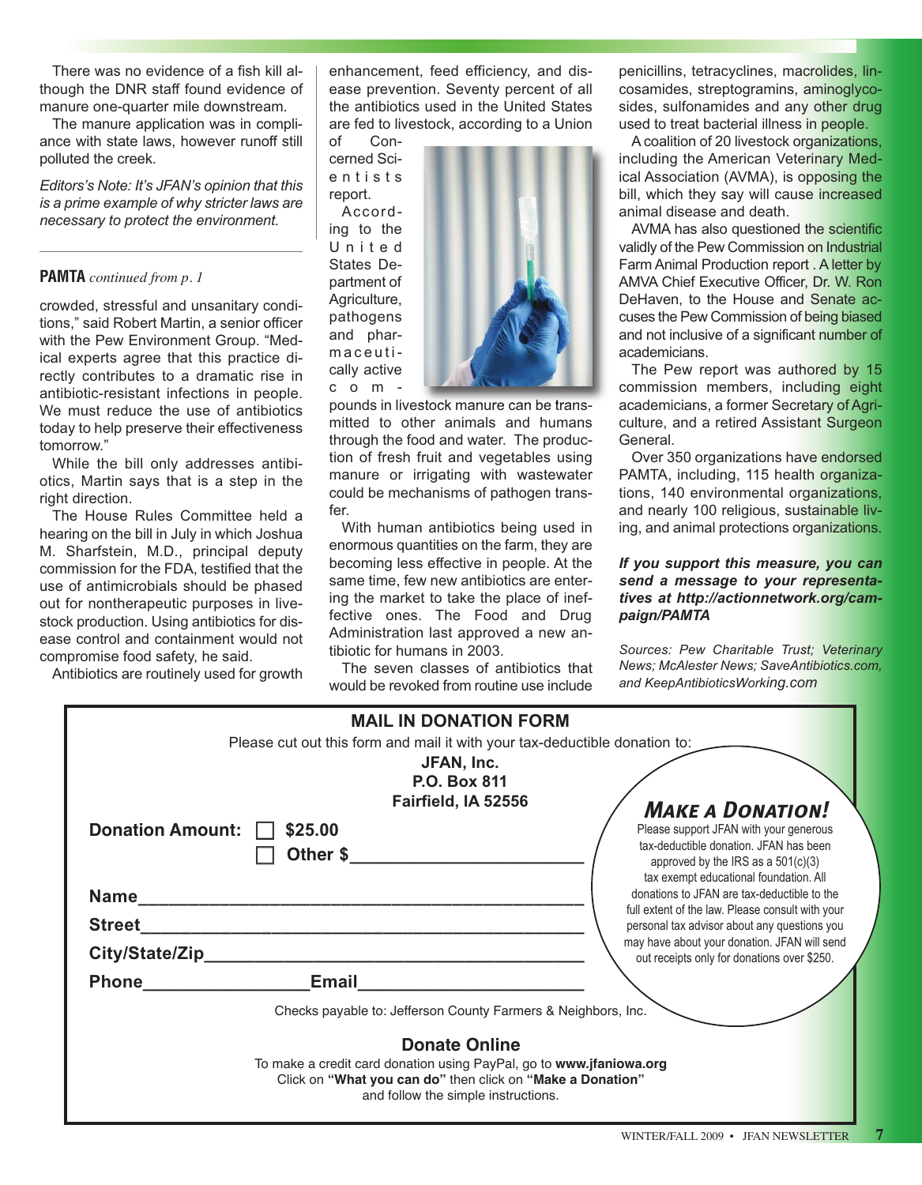There was no evidence of a fish kill although the DNR staff found evidence of manure one-quarter mile downstream.

The manure application was in compliance with state laws, however runoff still polluted the creek.

*Editors's Note: It's JFAN's opinion that this is a prime example of why stricter laws are necessary to protect the environment.*

---

**PAMTA** *continued from p. 1*

crowded, stressful and unsanitary conditions," said Robert Martin, a senior officer with the Pew Environment Group. "Medical experts agree that this practice directly contributes to a dramatic rise in antibiotic-resistant infections in people. We must reduce the use of antibiotics today to help preserve their effectiveness tomorrow."

While the bill only addresses antibiotics, Martin says that is a step in the right direction.

The House Rules Committee held a hearing on the bill in July in which Joshua M. Sharfstein, M.D., principal deputy commission for the FDA, testified that the use of antimicrobials should be phased out for nontherapeutic purposes in livestock production. Using antibiotics for disease control and containment would not compromise food safety, he said.

Antibiotics are routinely used for growth enhancement, feed efficiency, and disease prevention. Seventy percent of all the antibiotics used in the United States are fed to livestock, according to a Union of Concerned Scientists report.

According to the United States Department of Agriculture, pathogens and pharmaceutically active compounds in livestock manure can be transmitted to other animals and humans through the food and water. The production of fresh fruit and vegetables using manure or irrigating with wastewater could be mechanisms of pathogen transfer.

With human antibiotics being used in enormous quantities on the farm, they are becoming less effective in people. At the same time, few new antibiotics are entering the market to take the place of ineffective ones. The Food and Drug Administration last approved a new antibiotic for humans in 2003.

The seven classes of antibiotics that would be revoked from routine use include penicillins, tetracyclines, macrolides, lincosamides, streptogramins, aminoglycosides, sulfonamides and any other drug used to treat bacterial illness in people.

A coalition of 20 livestock organizations, including the American Veterinary Medical Association (AVMA), is opposing the bill, which they say will cause increased animal disease and death.

AVMA has also questioned the scientific validly of the Pew Commission on Industrial Farm Animal Production report . A letter by AMVA Chief Executive Officer, Dr. W. Ron DeHaven, to the House and Senate accuses the Pew Commission of being biased and not inclusive of a significant number of academicians.

The Pew report was authored by 15 commission members, including eight academicians, a former Secretary of Agriculture, and a retired Assistant Surgeon General.

Over 350 organizations have endorsed PAMTA, including, 115 health organizations, 140 environmental organizations, and nearly 100 religious, sustainable living, and animal protections organizations.

***If you support this measure, you can send a message to your representatives at http://actionnetwork.org/campaign/PAMTA***

*Sources: Pew Charitable Trust; Veterinary News; McAlester News; SaveAntibiotics.com, and KeepAntibioticsWorking.com*

---

## MAIL IN DONATION FORM

Please cut out this form and mail it with your tax-deductible donation to:

**JFAN, Inc.**
**P.O. Box 811**
**Fairfield, IA 52556**

**Donation Amount:** ☐ **$25.00**
☐ **Other $**________________________

**Name**____________________________________________

**Street**____________________________________________

**City/State/Zip**______________________________________

**Phone**________________ **Email**______________________

Checks payable to: Jefferson County Farmers & Neighbors, Inc.

### *MAKE A DONATION!*

Please support JFAN with your generous tax-deductible donation. JFAN has been approved by the IRS as a 501(c)(3) tax exempt educational foundation. All donations to JFAN are tax-deductible to the full extent of the law. Please consult with your personal tax advisor about any questions you may have about your donation. JFAN will send out receipts only for donations over $250.

### Donate Online

To make a credit card donation using PayPal, go to **www.jfaniowa.org**
Click on **"What you can do"** then click on **"Make a Donation"**
and follow the simple instructions.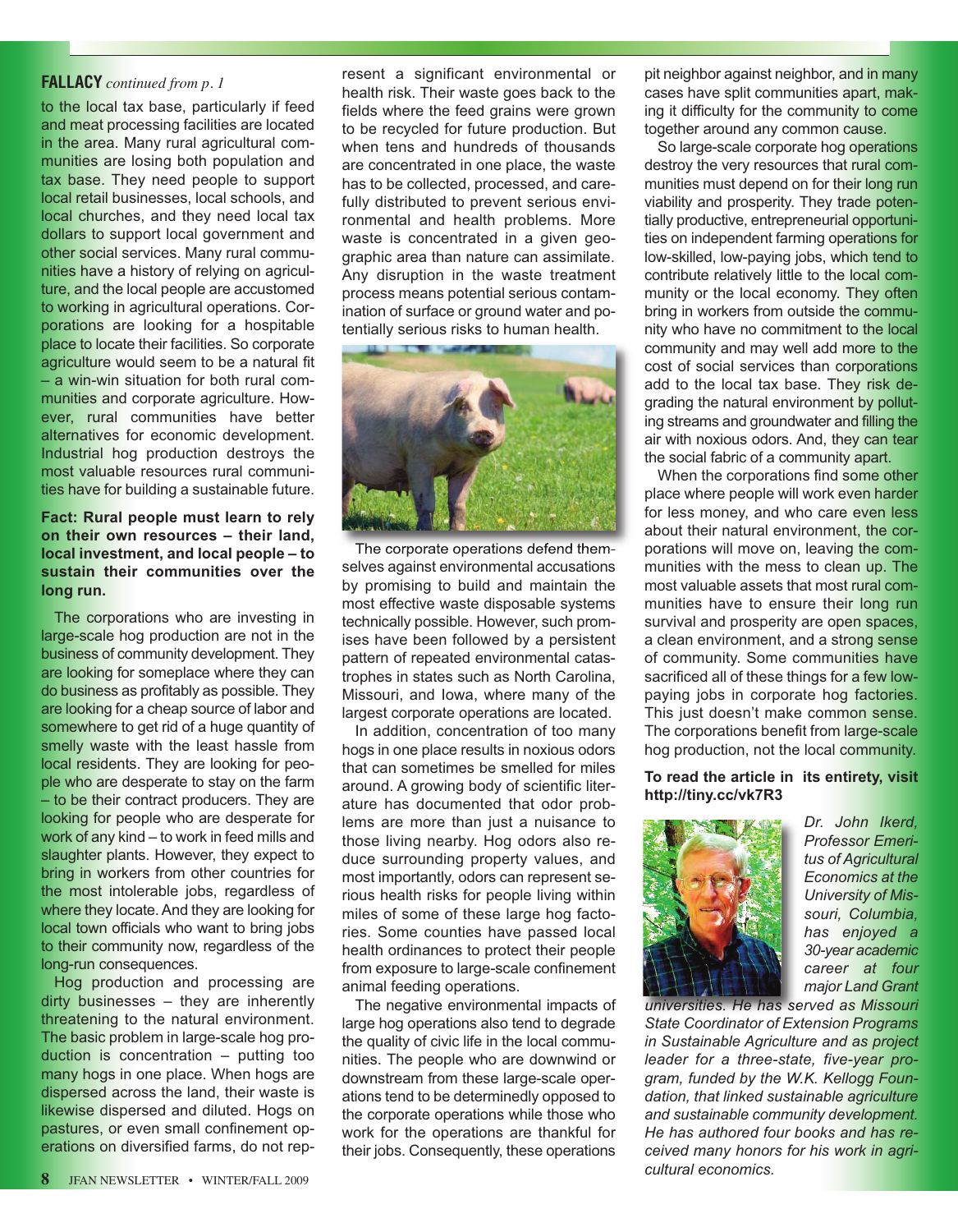**FALLACY** *continued from p. 1*

to the local tax base, particularly if feed and meat processing facilities are located in the area. Many rural agricultural communities are losing both population and tax base. They need people to support local retail businesses, local schools, and local churches, and they need local tax dollars to support local government and other social services. Many rural communities have a history of relying on agriculture, and the local people are accustomed to working in agricultural operations. Corporations are looking for a hospitable place to locate their facilities. So corporate agriculture would seem to be a natural fit – a win-win situation for both rural communities and corporate agriculture. However, rural communities have better alternatives for economic development. Industrial hog production destroys the most valuable resources rural communities have for building a sustainable future.

**Fact: Rural people must learn to rely on their own resources – their land, local investment, and local people – to sustain their communities over the long run.**

The corporations who are investing in large-scale hog production are not in the business of community development. They are looking for someplace where they can do business as profitably as possible. They are looking for a cheap source of labor and somewhere to get rid of a huge quantity of smelly waste with the least hassle from local residents. They are looking for people who are desperate to stay on the farm – to be their contract producers. They are looking for people who are desperate for work of any kind – to work in feed mills and slaughter plants. However, they expect to bring in workers from other countries for the most intolerable jobs, regardless of where they locate. And they are looking for local town officials who want to bring jobs to their community now, regardless of the long-run consequences.

Hog production and processing are dirty businesses – they are inherently threatening to the natural environment. The basic problem in large-scale hog production is concentration – putting too many hogs in one place. When hogs are dispersed across the land, their waste is likewise dispersed and diluted. Hogs on pastures, or even small confinement operations on diversified farms, do not represent a significant environmental or health risk. Their waste goes back to the fields where the feed grains were grown to be recycled for future production. But when tens and hundreds of thousands are concentrated in one place, the waste has to be collected, processed, and carefully distributed to prevent serious environmental and health problems. More waste is concentrated in a given geographic area than nature can assimilate. Any disruption in the waste treatment process means potential serious contamination of surface or ground water and potentially serious risks to human health.

The corporate operations defend themselves against environmental accusations by promising to build and maintain the most effective waste disposable systems technically possible. However, such promises have been followed by a persistent pattern of repeated environmental catastrophes in states such as North Carolina, Missouri, and Iowa, where many of the largest corporate operations are located.

In addition, concentration of too many hogs in one place results in noxious odors that can sometimes be smelled for miles around. A growing body of scientific literature has documented that odor problems are more than just a nuisance to those living nearby. Hog odors also reduce surrounding property values, and most importantly, odors can represent serious health risks for people living within miles of some of these large hog factories. Some counties have passed local health ordinances to protect their people from exposure to large-scale confinement animal feeding operations.

The negative environmental impacts of large hog operations also tend to degrade the quality of civic life in the local communities. The people who are downwind or downstream from these large-scale operations tend to be determinedly opposed to the corporate operations while those who work for the operations are thankful for their jobs. Consequently, these operations pit neighbor against neighbor, and in many cases have split communities apart, making it difficulty for the community to come together around any common cause.

So large-scale corporate hog operations destroy the very resources that rural communities must depend on for their long run viability and prosperity. They trade potentially productive, entrepreneurial opportunities on independent farming operations for low-skilled, low-paying jobs, which tend to contribute relatively little to the local community or the local economy. They often bring in workers from outside the community who have no commitment to the local community and may well add more to the cost of social services than corporations add to the local tax base. They risk degrading the natural environment by polluting streams and groundwater and filling the air with noxious odors. And, they can tear the social fabric of a community apart.

When the corporations find some other place where people will work even harder for less money, and who care even less about their natural environment, the corporations will move on, leaving the communities with the mess to clean up. The most valuable assets that most rural communities have to ensure their long run survival and prosperity are open spaces, a clean environment, and a strong sense of community. Some communities have sacrificed all of these things for a few low-paying jobs in corporate hog factories. This just doesn't make common sense. The corporations benefit from large-scale hog production, not the local community.

**To read the article in its entirety, visit http://tiny.cc/vk7R3**

*Dr. John Ikerd, Professor Emeritus of Agricultural Economics at the University of Missouri, Columbia, has enjoyed a 30-year academic career at four major Land Grant universities. He has served as Missouri State Coordinator of Extension Programs in Sustainable Agriculture and as project leader for a three-state, five-year program, funded by the W.K. Kellogg Foundation, that linked sustainable agriculture and sustainable community development. He has authored four books and has received many honors for his work in agricultural economics.*